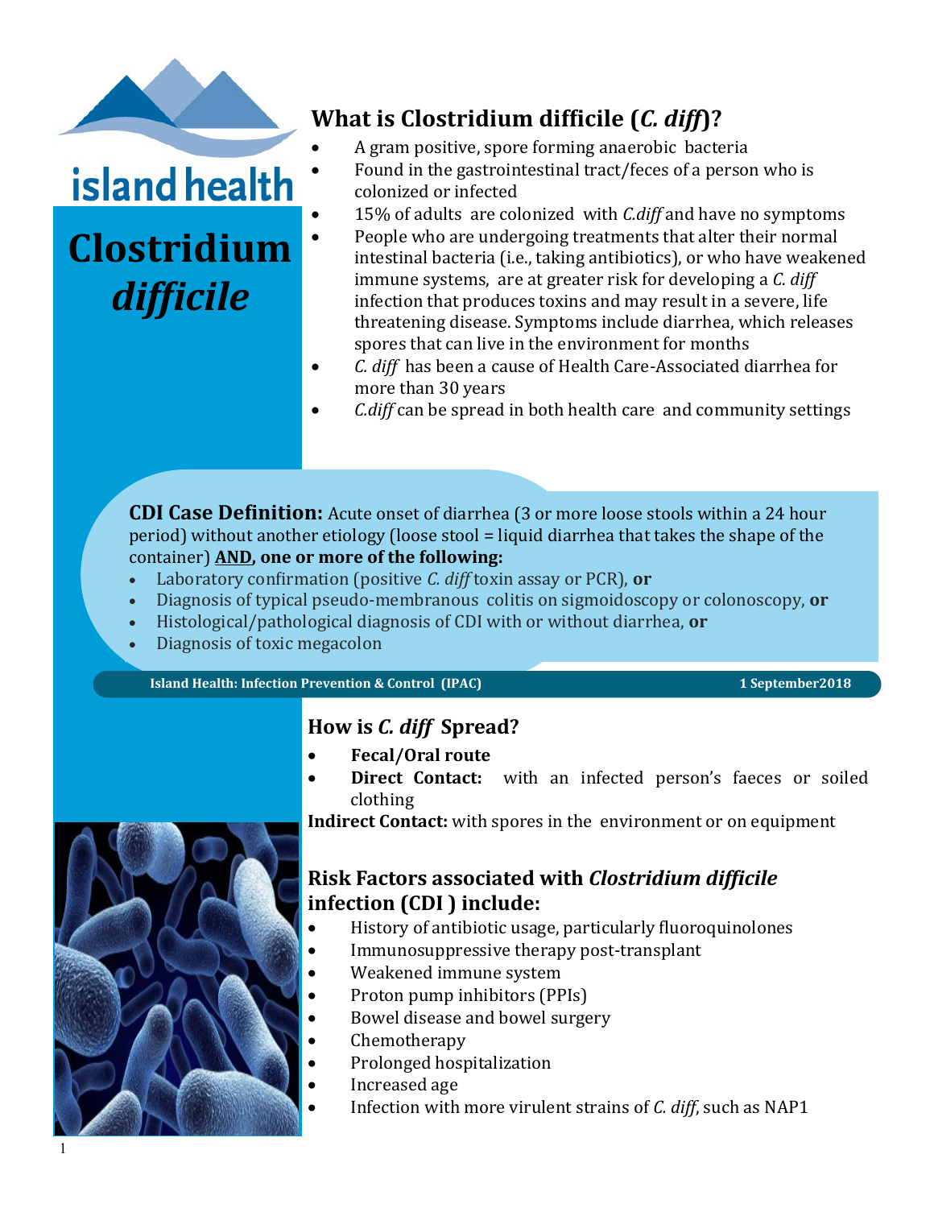# Clostridium *difficile*

## What is Clostridium difficile (*C. diff*)?

- A gram positive, spore forming anaerobic bacteria
- Found in the gastrointestinal tract/feces of a person who is colonized or infected
- 15% of adults are colonized with *C.diff* and have no symptoms
- People who are undergoing treatments that alter their normal intestinal bacteria (i.e., taking antibiotics), or who have weakened immune systems, are at greater risk for developing a *C. diff* infection that produces toxins and may result in a severe, life threatening disease. Symptoms include diarrhea, which releases spores that can live in the environment for months
- *C. diff* has been a cause of Health Care-Associated diarrhea for more than 30 years
- *C.diff* can be spread in both health care and community settings

**CDI Case Definition:** Acute onset of diarrhea (3 or more loose stools within a 24 hour period) without another etiology (loose stool = liquid diarrhea that takes the shape of the container) **AND, one or more of the following:**

- Laboratory confirmation (positive *C. diff* toxin assay or PCR), **or**
- Diagnosis of typical pseudo-membranous colitis on sigmoidoscopy or colonoscopy, **or**
- Histological/pathological diagnosis of CDI with or without diarrhea, **or**
- Diagnosis of toxic megacolon

**Island Health: Infection Prevention & Control (IPAC)** **1 September2018**

## How is *C. diff* Spread?

- **Fecal/Oral route**
- **Direct Contact:** with an infected person's faeces or soiled clothing

**Indirect Contact:** with spores in the environment or on equipment

## Risk Factors associated with *Clostridium difficile* infection (CDI ) include:

- History of antibiotic usage, particularly fluoroquinolones
- Immunosuppressive therapy post-transplant
- Weakened immune system
- Proton pump inhibitors (PPIs)
- Bowel disease and bowel surgery
- Chemotherapy
- Prolonged hospitalization
- Increased age
- Infection with more virulent strains of *C. diff*, such as NAP1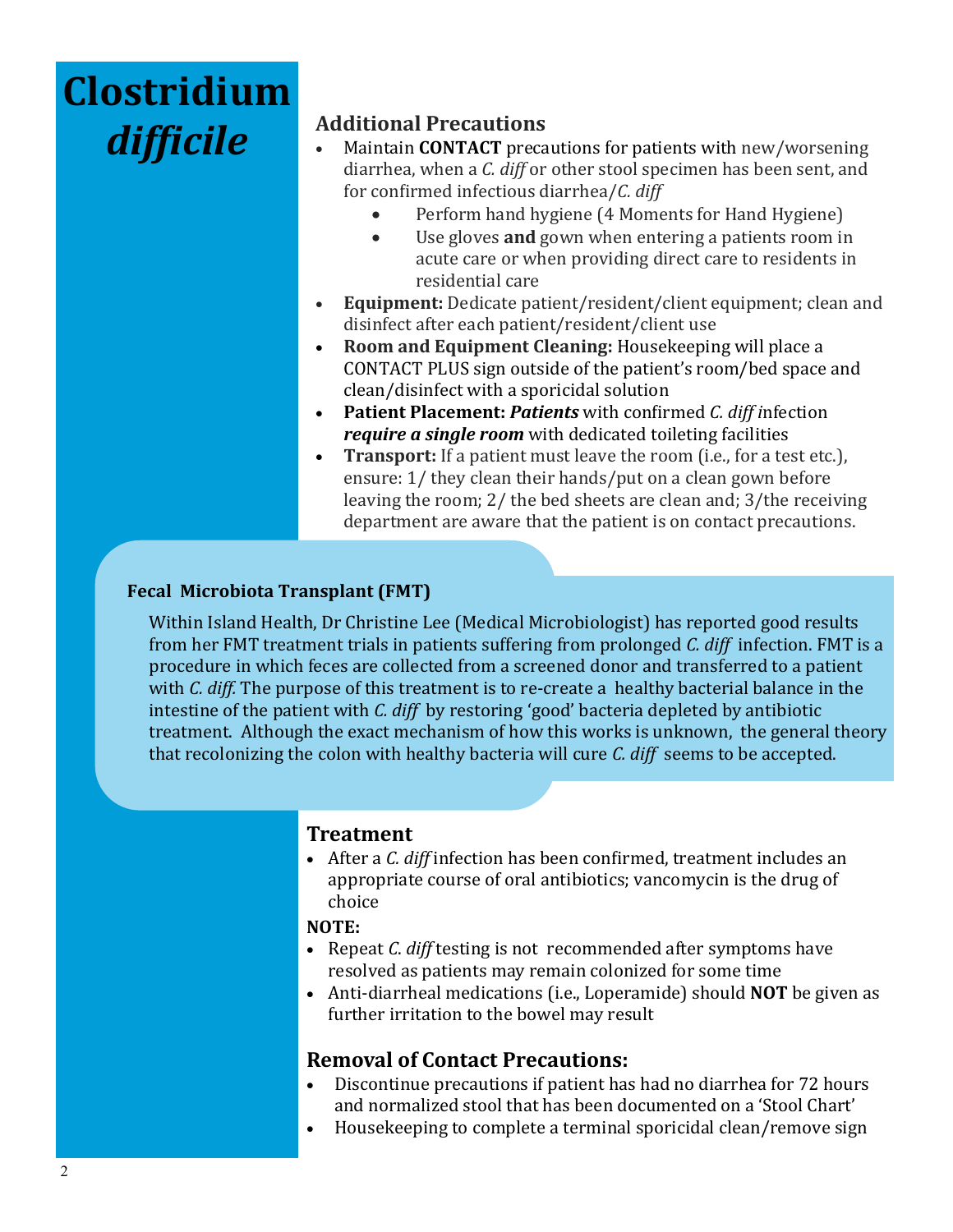# Clostridium *difficile*

## Additional Precautions

- Maintain **CONTACT** precautions for patients with new/worsening diarrhea, when a *C. diff* or other stool specimen has been sent, and for confirmed infectious diarrhea/*C. diff*
    - Perform hand hygiene (4 Moments for Hand Hygiene)
    - Use gloves **and** gown when entering a patients room in acute care or when providing direct care to residents in residential care
- **Equipment:** Dedicate patient/resident/client equipment; clean and disinfect after each patient/resident/client use
- **Room and Equipment Cleaning:** Housekeeping will place a CONTACT PLUS sign outside of the patient's room/bed space and clean/disinfect with a sporicidal solution
- **Patient Placement: *Patients*** with confirmed *C. diff i*nfection ***require a single room*** with dedicated toileting facilities
- **Transport:** If a patient must leave the room (i.e., for a test etc.), ensure: 1/ they clean their hands/put on a clean gown before leaving the room; 2/ the bed sheets are clean and; 3/the receiving department are aware that the patient is on contact precautions.

### Fecal Microbiota Transplant (FMT)

Within Island Health, Dr Christine Lee (Medical Microbiologist) has reported good results from her FMT treatment trials in patients suffering from prolonged *C. diff* infection. FMT is a procedure in which feces are collected from a screened donor and transferred to a patient with *C. diff.* The purpose of this treatment is to re-create a healthy bacterial balance in the intestine of the patient with *C. diff* by restoring 'good' bacteria depleted by antibiotic treatment. Although the exact mechanism of how this works is unknown, the general theory that recolonizing the colon with healthy bacteria will cure *C. diff* seems to be accepted.

## Treatment

- After a *C. diff* infection has been confirmed, treatment includes an appropriate course of oral antibiotics; vancomycin is the drug of choice

**NOTE:**

- Repeat *C. diff* testing is not recommended after symptoms have resolved as patients may remain colonized for some time
- Anti-diarrheal medications (i.e., Loperamide) should **NOT** be given as further irritation to the bowel may result

## Removal of Contact Precautions:

- Discontinue precautions if patient has had no diarrhea for 72 hours and normalized stool that has been documented on a 'Stool Chart'
- Housekeeping to complete a terminal sporicidal clean/remove sign